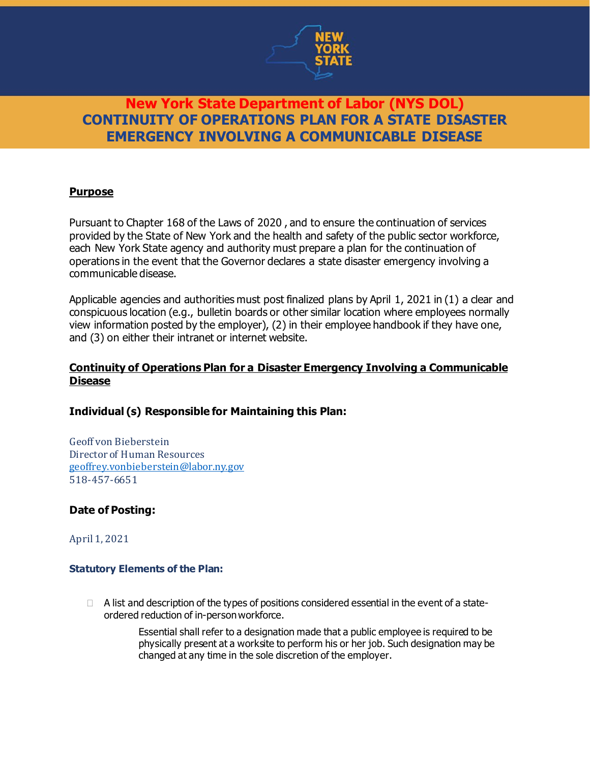# New York State Department of Labor (NYS DOL)

# CONTINUITY OF OPERATIONS PLAN FOR A STATE DISASTER EMERGENCY INVOLVING A COMMUNICABLE DISEASE

## Purpose

Pursuant to Chapter 168 of the Laws of 2020 , and to ensure the continuation of services provided by the State of New York and the health and safety of the public sector workforce, each New York State agency and authority must prepare a plan for the continuation of operations in the event that the Governor declares a state disaster emergency involving a communicable disease.

Applicable agencies and authorities must post finalized plans by April 1, 2021 in (1) a clear and conspicuous location (e.g., bulletin boards or other similar location where employees normally view information posted by the employer), (2) in their employee handbook if they have one, and (3) on either their intranet or internet website.

## Continuity of Operations Plan for a Disaster Emergency Involving a Communicable Disease

### Individual (s) Responsible for Maintaining this Plan:

Geoff von Bieberstein
Director of Human Resources
geoffrey.vonbieberstein@labor.ny.gov
518-457-6651

### Date of Posting:

April 1, 2021

### Statutory Elements of the Plan:

- A list and description of the types of positions considered essential in the event of a state-ordered reduction of in-person workforce.

  Essential shall refer to a designation made that a public employee is required to be physically present at a worksite to perform his or her job. Such designation may be changed at any time in the sole discretion of the employer.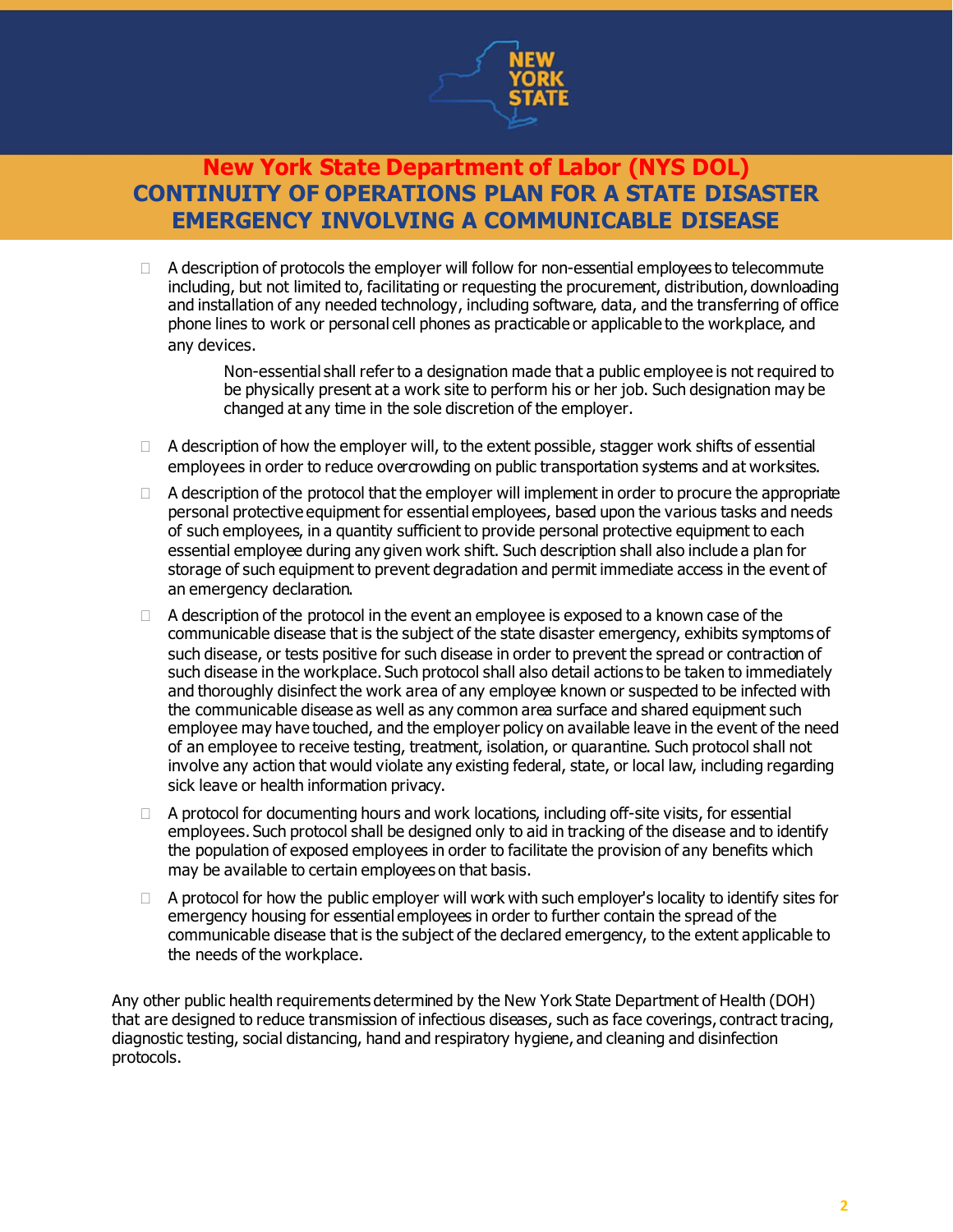- A description of protocols the employer will follow for non-essential employees to telecommute including, but not limited to, facilitating or requesting the procurement, distribution, downloading and installation of any needed technology, including software, data, and the transferring of office phone lines to work or personal cell phones as practicable or applicable to the workplace, and any devices.

  Non-essential shall refer to a designation made that a public employee is not required to be physically present at a work site to perform his or her job. Such designation may be changed at any time in the sole discretion of the employer.

- A description of how the employer will, to the extent possible, stagger work shifts of essential employees in order to reduce overcrowding on public transportation systems and at worksites.
- A description of the protocol that the employer will implement in order to procure the appropriate personal protective equipment for essential employees, based upon the various tasks and needs of such employees, in a quantity sufficient to provide personal protective equipment to each essential employee during any given work shift. Such description shall also include a plan for storage of such equipment to prevent degradation and permit immediate access in the event of an emergency declaration.
- A description of the protocol in the event an employee is exposed to a known case of the communicable disease that is the subject of the state disaster emergency, exhibits symptoms of such disease, or tests positive for such disease in order to prevent the spread or contraction of such disease in the workplace. Such protocol shall also detail actions to be taken to immediately and thoroughly disinfect the work area of any employee known or suspected to be infected with the communicable disease as well as any common area surface and shared equipment such employee may have touched, and the employer policy on available leave in the event of the need of an employee to receive testing, treatment, isolation, or quarantine. Such protocol shall not involve any action that would violate any existing federal, state, or local law, including regarding sick leave or health information privacy.
- A protocol for documenting hours and work locations, including off-site visits, for essential employees. Such protocol shall be designed only to aid in tracking of the disease and to identify the population of exposed employees in order to facilitate the provision of any benefits which may be available to certain employees on that basis.
- A protocol for how the public employer will work with such employer's locality to identify sites for emergency housing for essential employees in order to further contain the spread of the communicable disease that is the subject of the declared emergency, to the extent applicable to the needs of the workplace.

Any other public health requirements determined by the New York State Department of Health (DOH) that are designed to reduce transmission of infectious diseases, such as face coverings, contract tracing, diagnostic testing, social distancing, hand and respiratory hygiene, and cleaning and disinfection protocols.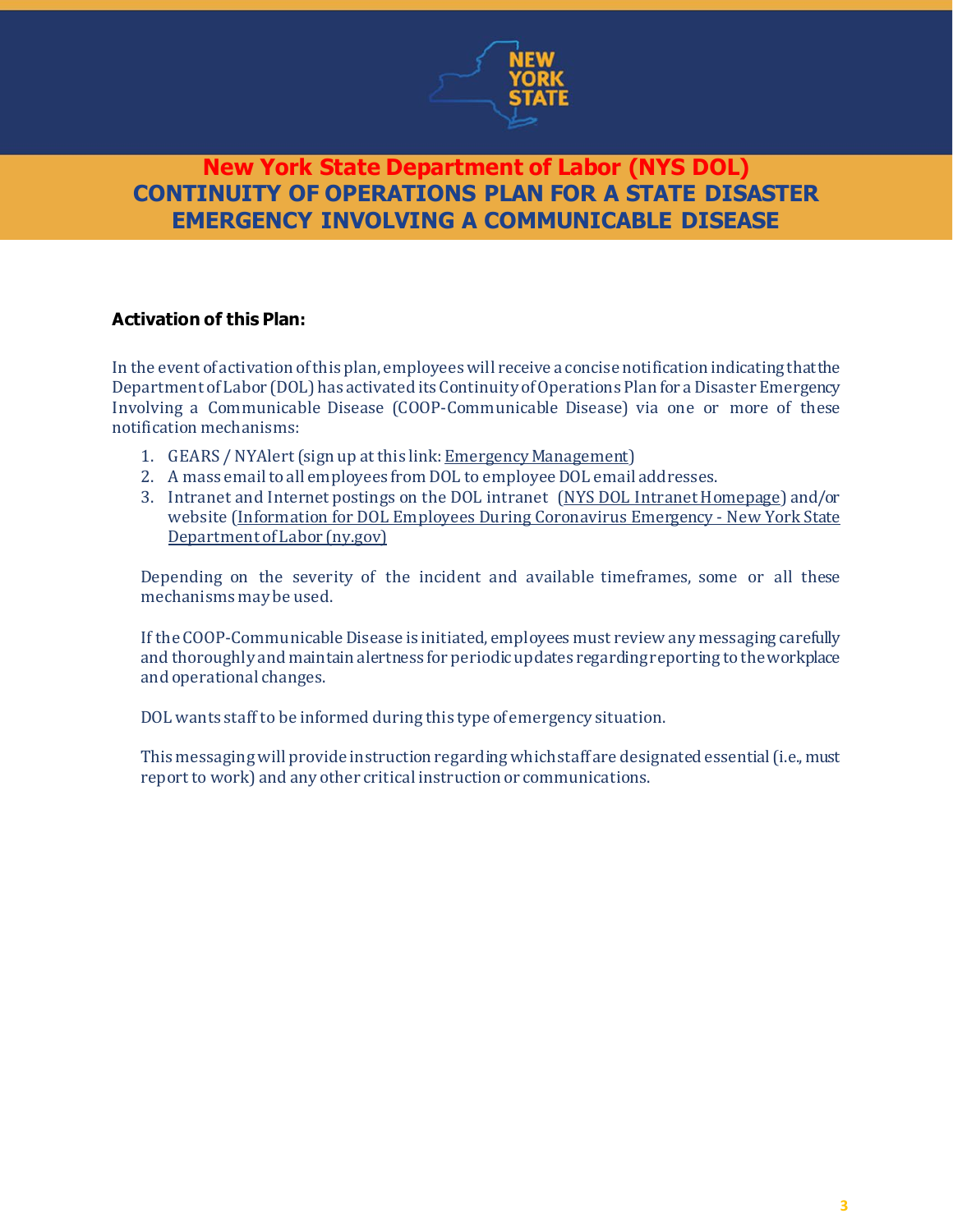# New York State Department of Labor (NYS DOL)
# CONTINUITY OF OPERATIONS PLAN FOR A STATE DISASTER EMERGENCY INVOLVING A COMMUNICABLE DISEASE

### Activation of this Plan:

In the event of activation of this plan, employees will receive a concise notification indicating that the Department of Labor (DOL) has activated its Continuity of Operations Plan for a Disaster Emergency Involving a Communicable Disease (COOP-Communicable Disease) via one or more of these notification mechanisms:

1. GEARS / NYAlert (sign up at this link: Emergency Management)
2. A mass email to all employees from DOL to employee DOL email addresses.
3. Intranet and Internet postings on the DOL intranet (NYS DOL Intranet Homepage) and/or website (Information for DOL Employees During Coronavirus Emergency - New York State Department of Labor (ny.gov)

Depending on the severity of the incident and available timeframes, some or all these mechanisms may be used.

If the COOP-Communicable Disease is initiated, employees must review any messaging carefully and thoroughly and maintain alertness for periodic updates regarding reporting to the workplace and operational changes.

DOL wants staff to be informed during this type of emergency situation.

This messaging will provide instruction regarding which staff are designated essential (i.e., must report to work) and any other critical instruction or communications.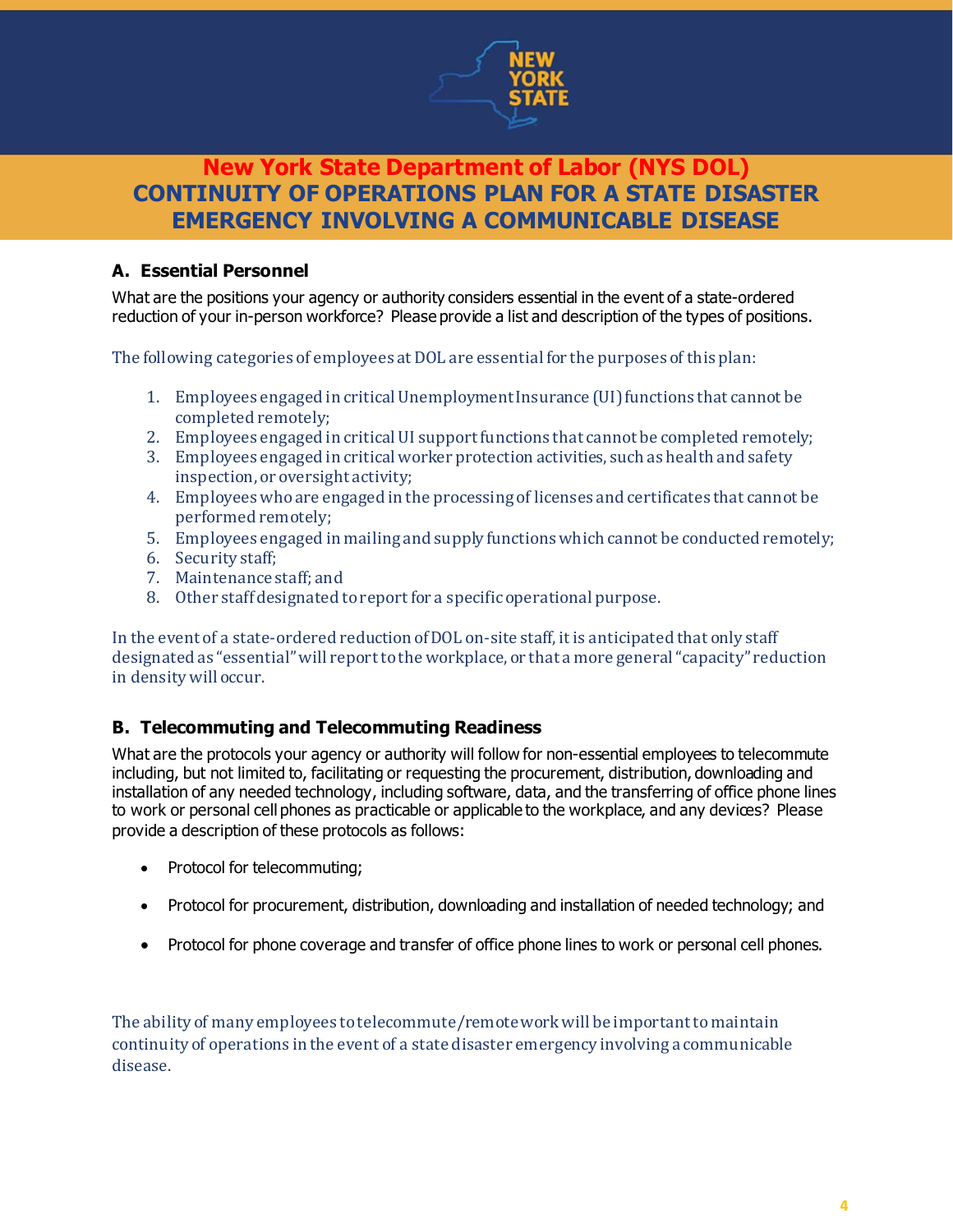# New York State Department of Labor (NYS DOL)
# CONTINUITY OF OPERATIONS PLAN FOR A STATE DISASTER EMERGENCY INVOLVING A COMMUNICABLE DISEASE

## A. Essential Personnel

What are the positions your agency or authority considers essential in the event of a state-ordered reduction of your in-person workforce? Please provide a list and description of the types of positions.

The following categories of employees at DOL are essential for the purposes of this plan:

1. Employees engaged in critical Unemployment Insurance (UI) functions that cannot be completed remotely;
2. Employees engaged in critical UI support functions that cannot be completed remotely;
3. Employees engaged in critical worker protection activities, such as health and safety inspection, or oversight activity;
4. Employees who are engaged in the processing of licenses and certificates that cannot be performed remotely;
5. Employees engaged in mailing and supply functions which cannot be conducted remotely;
6. Security staff;
7. Maintenance staff; and
8. Other staff designated to report for a specific operational purpose.

In the event of a state-ordered reduction of DOL on-site staff, it is anticipated that only staff designated as "essential" will report to the workplace, or that a more general "capacity" reduction in density will occur.

## B. Telecommuting and Telecommuting Readiness

What are the protocols your agency or authority will follow for non-essential employees to telecommute including, but not limited to, facilitating or requesting the procurement, distribution, downloading and installation of any needed technology, including software, data, and the transferring of office phone lines to work or personal cell phones as practicable or applicable to the workplace, and any devices? Please provide a description of these protocols as follows:

- Protocol for telecommuting;
- Protocol for procurement, distribution, downloading and installation of needed technology; and
- Protocol for phone coverage and transfer of office phone lines to work or personal cell phones.

The ability of many employees to telecommute/remote work will be important to maintain continuity of operations in the event of a state disaster emergency involving a communicable disease.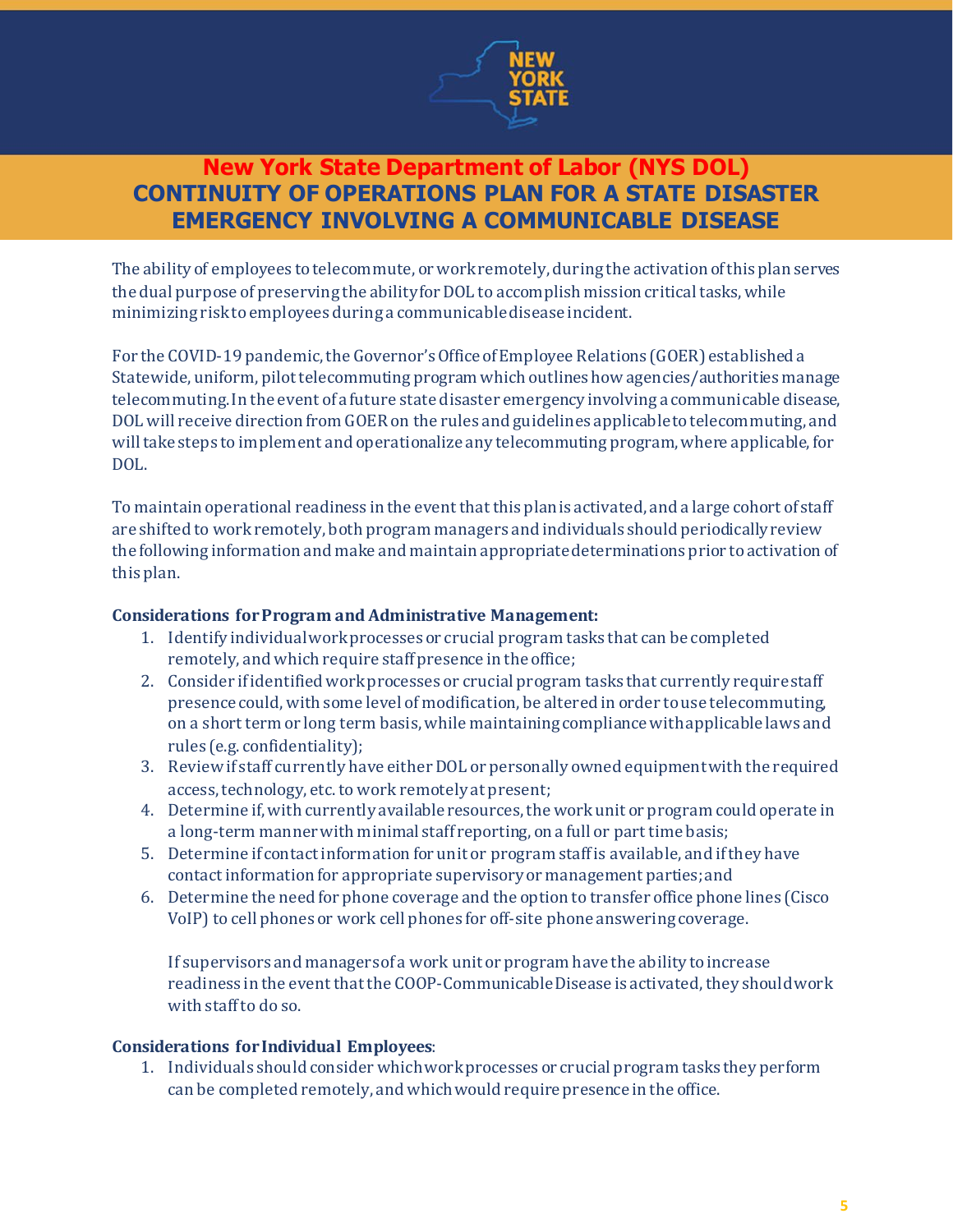# New York State Department of Labor (NYS DOL)
## CONTINUITY OF OPERATIONS PLAN FOR A STATE DISASTER EMERGENCY INVOLVING A COMMUNICABLE DISEASE

The ability of employees to telecommute, or work remotely, during the activation of this plan serves the dual purpose of preserving the ability for DOL to accomplish mission critical tasks, while minimizing risk to employees during a communicable disease incident.

For the COVID-19 pandemic, the Governor's Office of Employee Relations (GOER) established a Statewide, uniform, pilot telecommuting program which outlines how agencies/authorities manage telecommuting. In the event of a future state disaster emergency involving a communicable disease, DOL will receive direction from GOER on the rules and guidelines applicable to telecommuting, and will take steps to implement and operationalize any telecommuting program, where applicable, for DOL.

To maintain operational readiness in the event that this plan is activated, and a large cohort of staff are shifted to work remotely, both program managers and individuals should periodically review the following information and make and maintain appropriate determinations prior to activation of this plan.

**Considerations for Program and Administrative Management:**

1. Identify individual work processes or crucial program tasks that can be completed remotely, and which require staff presence in the office;
2. Consider if identified work processes or crucial program tasks that currently require staff presence could, with some level of modification, be altered in order to use telecommuting, on a short term or long term basis, while maintaining compliance with applicable laws and rules (e.g. confidentiality);
3. Review if staff currently have either DOL or personally owned equipment with the required access, technology, etc. to work remotely at present;
4. Determine if, with currently available resources, the work unit or program could operate in a long-term manner with minimal staff reporting, on a full or part time basis;
5. Determine if contact information for unit or program staff is available, and if they have contact information for appropriate supervisory or management parties; and
6. Determine the need for phone coverage and the option to transfer office phone lines (Cisco VoIP) to cell phones or work cell phones for off-site phone answering coverage.

   If supervisors and managers of a work unit or program have the ability to increase readiness in the event that the COOP-Communicable Disease is activated, they should work with staff to do so.

**Considerations for Individual Employees**:

1. Individuals should consider which work processes or crucial program tasks they perform can be completed remotely, and which would require presence in the office.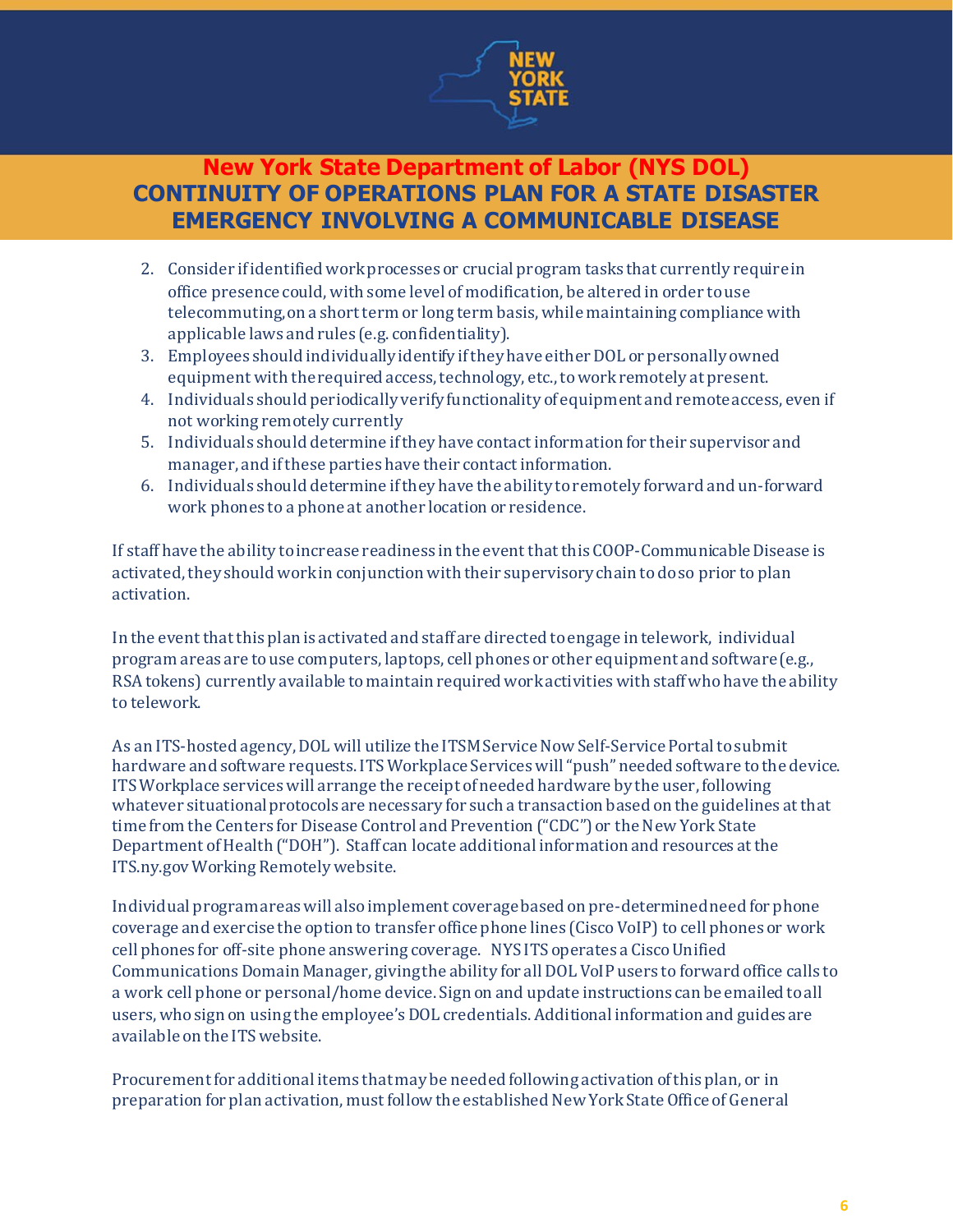2. Consider if identified work processes or crucial program tasks that currently require in office presence could, with some level of modification, be altered in order to use telecommuting, on a short term or long term basis, while maintaining compliance with applicable laws and rules (e.g. confidentiality).
3. Employees should individually identify if they have either DOL or personally owned equipment with the required access, technology, etc., to work remotely at present.
4. Individuals should periodically verify functionality of equipment and remote access, even if not working remotely currently
5. Individuals should determine if they have contact information for their supervisor and manager, and if these parties have their contact information.
6. Individuals should determine if they have the ability to remotely forward and un-forward work phones to a phone at another location or residence.

If staff have the ability to increase readiness in the event that this COOP-Communicable Disease is activated, they should work in conjunction with their supervisory chain to do so prior to plan activation.

In the event that this plan is activated and staff are directed to engage in telework, individual program areas are to use computers, laptops, cell phones or other equipment and software (e.g., RSA tokens) currently available to maintain required work activities with staff who have the ability to telework.

As an ITS-hosted agency, DOL will utilize the ITSM Service Now Self-Service Portal to submit hardware and software requests. ITS Workplace Services will "push" needed software to the device. ITS Workplace services will arrange the receipt of needed hardware by the user, following whatever situational protocols are necessary for such a transaction based on the guidelines at that time from the Centers for Disease Control and Prevention ("CDC") or the New York State Department of Health ("DOH"). Staff can locate additional information and resources at the ITS.ny.gov Working Remotely website.

Individual program areas will also implement coverage based on pre-determined need for phone coverage and exercise the option to transfer office phone lines (Cisco VoIP) to cell phones or work cell phones for off-site phone answering coverage. NYS ITS operates a Cisco Unified Communications Domain Manager, giving the ability for all DOL VoIP users to forward office calls to a work cell phone or personal/home device. Sign on and update instructions can be emailed to all users, who sign on using the employee's DOL credentials. Additional information and guides are available on the ITS website.

Procurement for additional items that may be needed following activation of this plan, or in preparation for plan activation, must follow the established New York State Office of General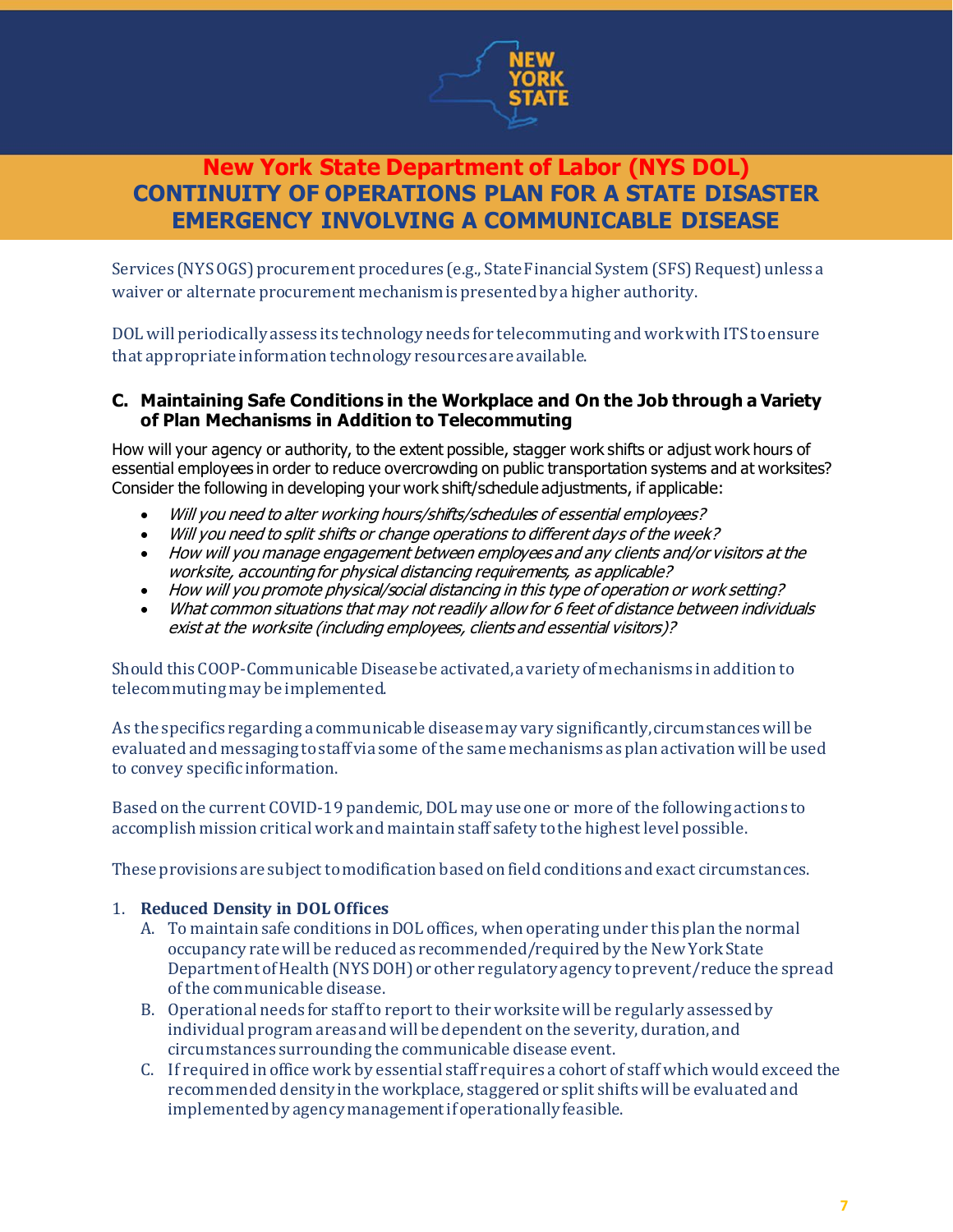Services (NYS OGS) procurement procedures (e.g., State Financial System (SFS) Request) unless a waiver or alternate procurement mechanism is presented by a higher authority.

DOL will periodically assess its technology needs for telecommuting and work with ITS to ensure that appropriate information technology resources are available.

### C. Maintaining Safe Conditions in the Workplace and On the Job through a Variety of Plan Mechanisms in Addition to Telecommuting

How will your agency or authority, to the extent possible, stagger work shifts or adjust work hours of essential employees in order to reduce overcrowding on public transportation systems and at worksites? Consider the following in developing your work shift/schedule adjustments, if applicable:

- *Will you need to alter working hours/shifts/schedules of essential employees?*
- *Will you need to split shifts or change operations to different days of the week?*
- *How will you manage engagement between employees and any clients and/or visitors at the worksite, accounting for physical distancing requirements, as applicable?*
- *How will you promote physical/social distancing in this type of operation or work setting?*
- *What common situations that may not readily allow for 6 feet of distance between individuals exist at the worksite (including employees, clients and essential visitors)?*

Should this COOP-Communicable Disease be activated, a variety of mechanisms in addition to telecommuting may be implemented.

As the specifics regarding a communicable disease may vary significantly, circumstances will be evaluated and messaging to staff via some of the same mechanisms as plan activation will be used to convey specific information.

Based on the current COVID-19 pandemic, DOL may use one or more of the following actions to accomplish mission critical work and maintain staff safety to the highest level possible.

These provisions are subject to modification based on field conditions and exact circumstances.

1. **Reduced Density in DOL Offices**
   A. To maintain safe conditions in DOL offices, when operating under this plan the normal occupancy rate will be reduced as recommended/required by the New York State Department of Health (NYS DOH) or other regulatory agency to prevent/reduce the spread of the communicable disease.
   B. Operational needs for staff to report to their worksite will be regularly assessed by individual program areas and will be dependent on the severity, duration, and circumstances surrounding the communicable disease event.
   C. If required in office work by essential staff requires a cohort of staff which would exceed the recommended density in the workplace, staggered or split shifts will be evaluated and implemented by agency management if operationally feasible.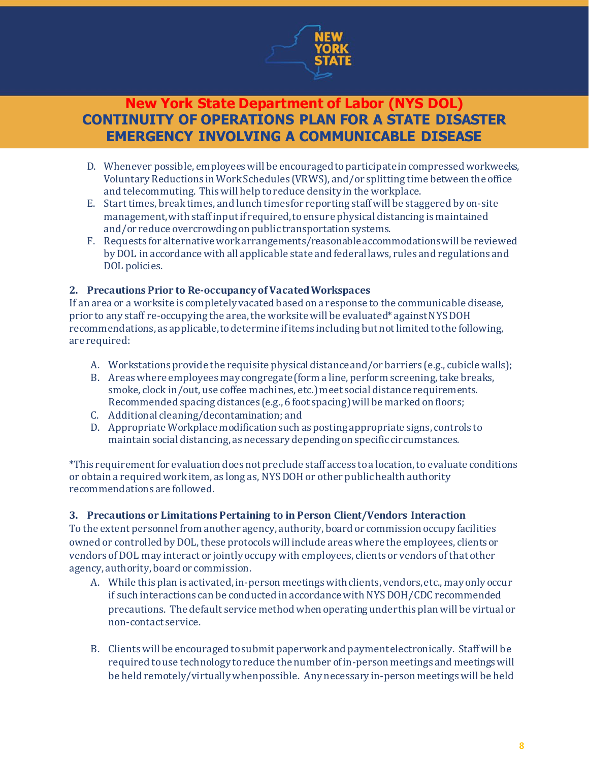D. Whenever possible, employees will be encouraged to participate in compressed workweeks, Voluntary Reductions in Work Schedules (VRWS), and/or splitting time between the office and telecommuting. This will help to reduce density in the workplace.
E. Start times, break times, and lunch times for reporting staff will be staggered by on-site management, with staff input if required, to ensure physical distancing is maintained and/or reduce overcrowding on public transportation systems.
F. Requests for alternative work arrangements/reasonable accommodations will be reviewed by DOL in accordance with all applicable state and federal laws, rules and regulations and DOL policies.

**2. Precautions Prior to Re-occupancy of Vacated Workspaces**

If an area or a worksite is completely vacated based on a response to the communicable disease, prior to any staff re-occupying the area, the worksite will be evaluated* against NYS DOH recommendations, as applicable, to determine if items including but not limited to the following, are required:

A. Workstations provide the requisite physical distance and/or barriers (e.g., cubicle walls);
B. Areas where employees may congregate (form a line, perform screening, take breaks, smoke, clock in/out, use coffee machines, etc.) meet social distance requirements. Recommended spacing distances (e.g., 6 foot spacing) will be marked on floors;
C. Additional cleaning/decontamination; and
D. Appropriate Workplace modification such as posting appropriate signs, controls to maintain social distancing, as necessary depending on specific circumstances.

*This requirement for evaluation does not preclude staff access to a location, to evaluate conditions or obtain a required work item, as long as, NYS DOH or other public health authority recommendations are followed.

**3. Precautions or Limitations Pertaining to in Person Client/Vendors Interaction**

To the extent personnel from another agency, authority, board or commission occupy facilities owned or controlled by DOL, these protocols will include areas where the employees, clients or vendors of DOL may interact or jointly occupy with employees, clients or vendors of that other agency, authority, board or commission.

A. While this plan is activated, in-person meetings with clients, vendors, etc., may only occur if such interactions can be conducted in accordance with NYS DOH/CDC recommended precautions. The default service method when operating under this plan will be virtual or non-contact service.

B. Clients will be encouraged to submit paperwork and payment electronically. Staff will be required to use technology to reduce the number of in-person meetings and meetings will be held remotely/virtually when possible. Any necessary in-person meetings will be held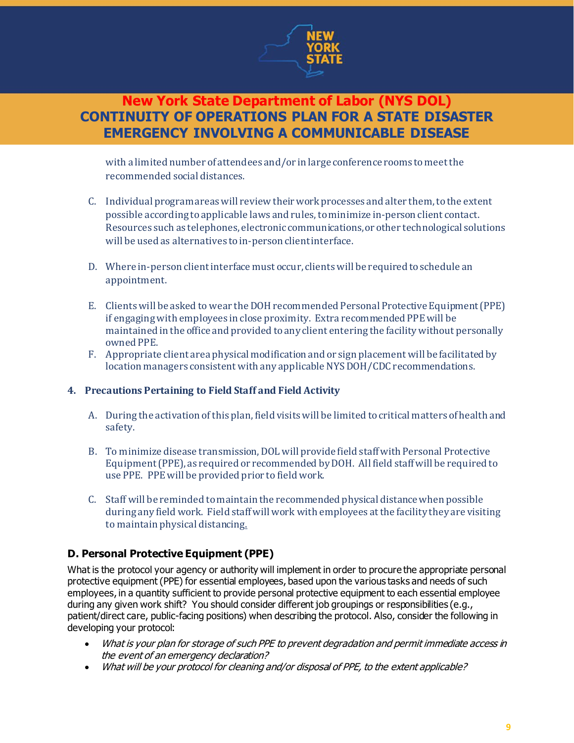with a limited number of attendees and/or in large conference rooms to meet the recommended social distances.

C. Individual program areas will review their work processes and alter them, to the extent possible according to applicable laws and rules, to minimize in-person client contact. Resources such as telephones, electronic communications, or other technological solutions will be used as alternatives to in-person client interface.

D. Where in-person client interface must occur, clients will be required to schedule an appointment.

E. Clients will be asked to wear the DOH recommended Personal Protective Equipment (PPE) if engaging with employees in close proximity. Extra recommended PPE will be maintained in the office and provided to any client entering the facility without personally owned PPE.

F. Appropriate client area physical modification and or sign placement will be facilitated by location managers consistent with any applicable NYS DOH/CDC recommendations.

**4. Precautions Pertaining to Field Staff and Field Activity**

A. During the activation of this plan, field visits will be limited to critical matters of health and safety.

B. To minimize disease transmission, DOL will provide field staff with Personal Protective Equipment (PPE), as required or recommended by DOH. All field staff will be required to use PPE. PPE will be provided prior to field work.

C. Staff will be reminded to maintain the recommended physical distance when possible during any field work. Field staff will work with employees at the facility they are visiting to maintain physical distancing.

### D. Personal Protective Equipment (PPE)

What is the protocol your agency or authority will implement in order to procure the appropriate personal protective equipment (PPE) for essential employees, based upon the various tasks and needs of such employees, in a quantity sufficient to provide personal protective equipment to each essential employee during any given work shift? You should consider different job groupings or responsibilities (e.g., patient/direct care, public-facing positions) when describing the protocol. Also, consider the following in developing your protocol:

- *What is your plan for storage of such PPE to prevent degradation and permit immediate access in the event of an emergency declaration?*
- *What will be your protocol for cleaning and/or disposal of PPE, to the extent applicable?*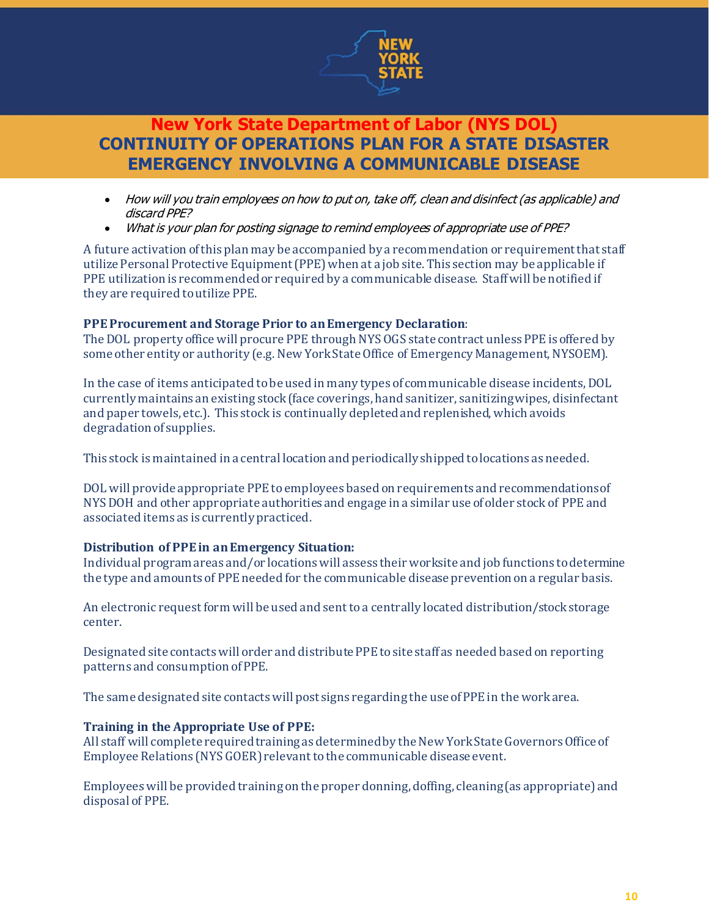- *How will you train employees on how to put on, take off, clean and disinfect (as applicable) and discard PPE?*
- *What is your plan for posting signage to remind employees of appropriate use of PPE?*

A future activation of this plan may be accompanied by a recommendation or requirement that staff utilize Personal Protective Equipment (PPE) when at a job site. This section may be applicable if PPE utilization is recommended or required by a communicable disease. Staff will be notified if they are required to utilize PPE.

**PPE Procurement and Storage Prior to an Emergency Declaration**:
The DOL property office will procure PPE through NYS OGS state contract unless PPE is offered by some other entity or authority (e.g. New York State Office of Emergency Management, NYSOEM).

In the case of items anticipated to be used in many types of communicable disease incidents, DOL currently maintains an existing stock (face coverings, hand sanitizer, sanitizing wipes, disinfectant and paper towels, etc.). This stock is continually depleted and replenished, which avoids degradation of supplies.

This stock is maintained in a central location and periodically shipped to locations as needed.

DOL will provide appropriate PPE to employees based on requirements and recommendations of NYS DOH and other appropriate authorities and engage in a similar use of older stock of PPE and associated items as is currently practiced.

**Distribution of PPE in an Emergency Situation:**
Individual program areas and/or locations will assess their worksite and job functions to determine the type and amounts of PPE needed for the communicable disease prevention on a regular basis.

An electronic request form will be used and sent to a centrally located distribution/stock storage center.

Designated site contacts will order and distribute PPE to site staff as needed based on reporting patterns and consumption of PPE.

The same designated site contacts will post signs regarding the use of PPE in the work area.

**Training in the Appropriate Use of PPE:**
All staff will complete required training as determined by the New York State Governors Office of Employee Relations (NYS GOER) relevant to the communicable disease event.

Employees will be provided training on the proper donning, doffing, cleaning (as appropriate) and disposal of PPE.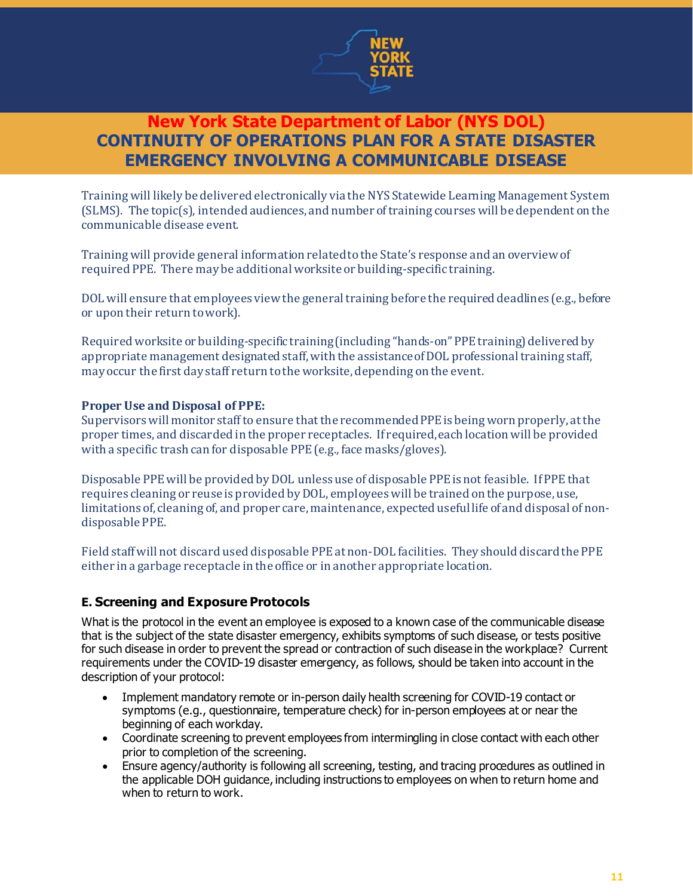Training will likely be delivered electronically via the NYS Statewide Learning Management System (SLMS). The topic(s), intended audiences, and number of training courses will be dependent on the communicable disease event.

Training will provide general information related to the State's response and an overview of required PPE. There may be additional worksite or building-specific training.

DOL will ensure that employees view the general training before the required deadlines (e.g., before or upon their return to work).

Required worksite or building-specific training (including "hands-on" PPE training) delivered by appropriate management designated staff, with the assistance of DOL professional training staff, may occur the first day staff return to the worksite, depending on the event.

**Proper Use and Disposal of PPE:**
Supervisors will monitor staff to ensure that the recommended PPE is being worn properly, at the proper times, and discarded in the proper receptacles. If required, each location will be provided with a specific trash can for disposable PPE (e.g., face masks/gloves).

Disposable PPE will be provided by DOL unless use of disposable PPE is not feasible. If PPE that requires cleaning or reuse is provided by DOL, employees will be trained on the purpose, use, limitations of, cleaning of, and proper care, maintenance, expected useful life of and disposal of non-disposable PPE.

Field staff will not discard used disposable PPE at non-DOL facilities. They should discard the PPE either in a garbage receptacle in the office or in another appropriate location.

### E. Screening and Exposure Protocols

What is the protocol in the event an employee is exposed to a known case of the communicable disease that is the subject of the state disaster emergency, exhibits symptoms of such disease, or tests positive for such disease in order to prevent the spread or contraction of such disease in the workplace? Current requirements under the COVID-19 disaster emergency, as follows, should be taken into account in the description of your protocol:

- Implement mandatory remote or in-person daily health screening for COVID-19 contact or symptoms (e.g., questionnaire, temperature check) for in-person employees at or near the beginning of each workday.
- Coordinate screening to prevent employees from intermingling in close contact with each other prior to completion of the screening.
- Ensure agency/authority is following all screening, testing, and tracing procedures as outlined in the applicable DOH guidance, including instructions to employees on when to return home and when to return to work.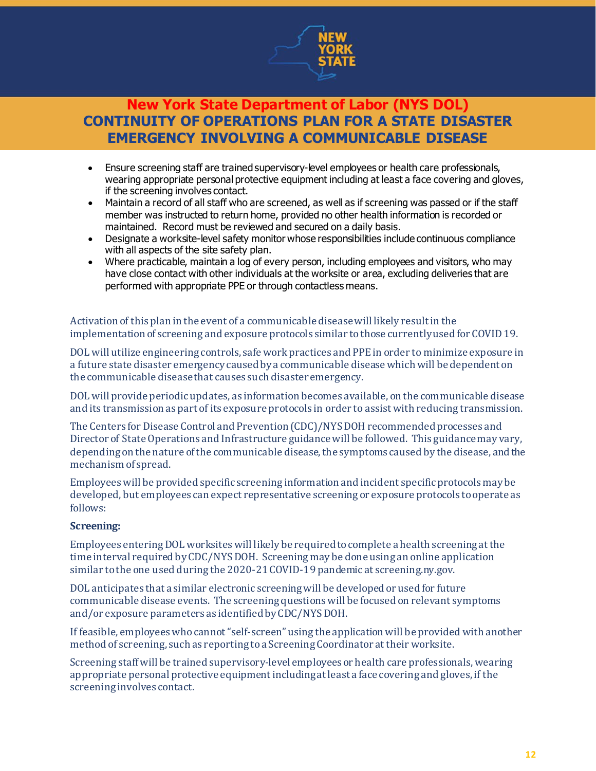- Ensure screening staff are trained supervisory-level employees or health care professionals, wearing appropriate personal protective equipment including at least a face covering and gloves, if the screening involves contact.
- Maintain a record of all staff who are screened, as well as if screening was passed or if the staff member was instructed to return home, provided no other health information is recorded or maintained. Record must be reviewed and secured on a daily basis.
- Designate a worksite-level safety monitor whose responsibilities include continuous compliance with all aspects of the site safety plan.
- Where practicable, maintain a log of every person, including employees and visitors, who may have close contact with other individuals at the worksite or area, excluding deliveries that are performed with appropriate PPE or through contactless means.

Activation of this plan in the event of a communicable disease will likely result in the implementation of screening and exposure protocols similar to those currently used for COVID 19.

DOL will utilize engineering controls, safe work practices and PPE in order to minimize exposure in a future state disaster emergency caused by a communicable disease which will be dependent on the communicable disease that causes such disaster emergency.

DOL will provide periodic updates, as information becomes available, on the communicable disease and its transmission as part of its exposure protocols in order to assist with reducing transmission.

The Centers for Disease Control and Prevention (CDC)/NYS DOH recommended processes and Director of State Operations and Infrastructure guidance will be followed. This guidance may vary, depending on the nature of the communicable disease, the symptoms caused by the disease, and the mechanism of spread.

Employees will be provided specific screening information and incident specific protocols may be developed, but employees can expect representative screening or exposure protocols to operate as follows:

**Screening:**

Employees entering DOL worksites will likely be required to complete a health screening at the time interval required by CDC/NYS DOH. Screening may be done using an online application similar to the one used during the 2020-21 COVID-19 pandemic at screening.ny.gov.

DOL anticipates that a similar electronic screening will be developed or used for future communicable disease events. The screening questions will be focused on relevant symptoms and/or exposure parameters as identified by CDC/NYS DOH.

If feasible, employees who cannot "self-screen" using the application will be provided with another method of screening, such as reporting to a Screening Coordinator at their worksite.

Screening staff will be trained supervisory-level employees or health care professionals, wearing appropriate personal protective equipment including at least a face covering and gloves, if the screening involves contact.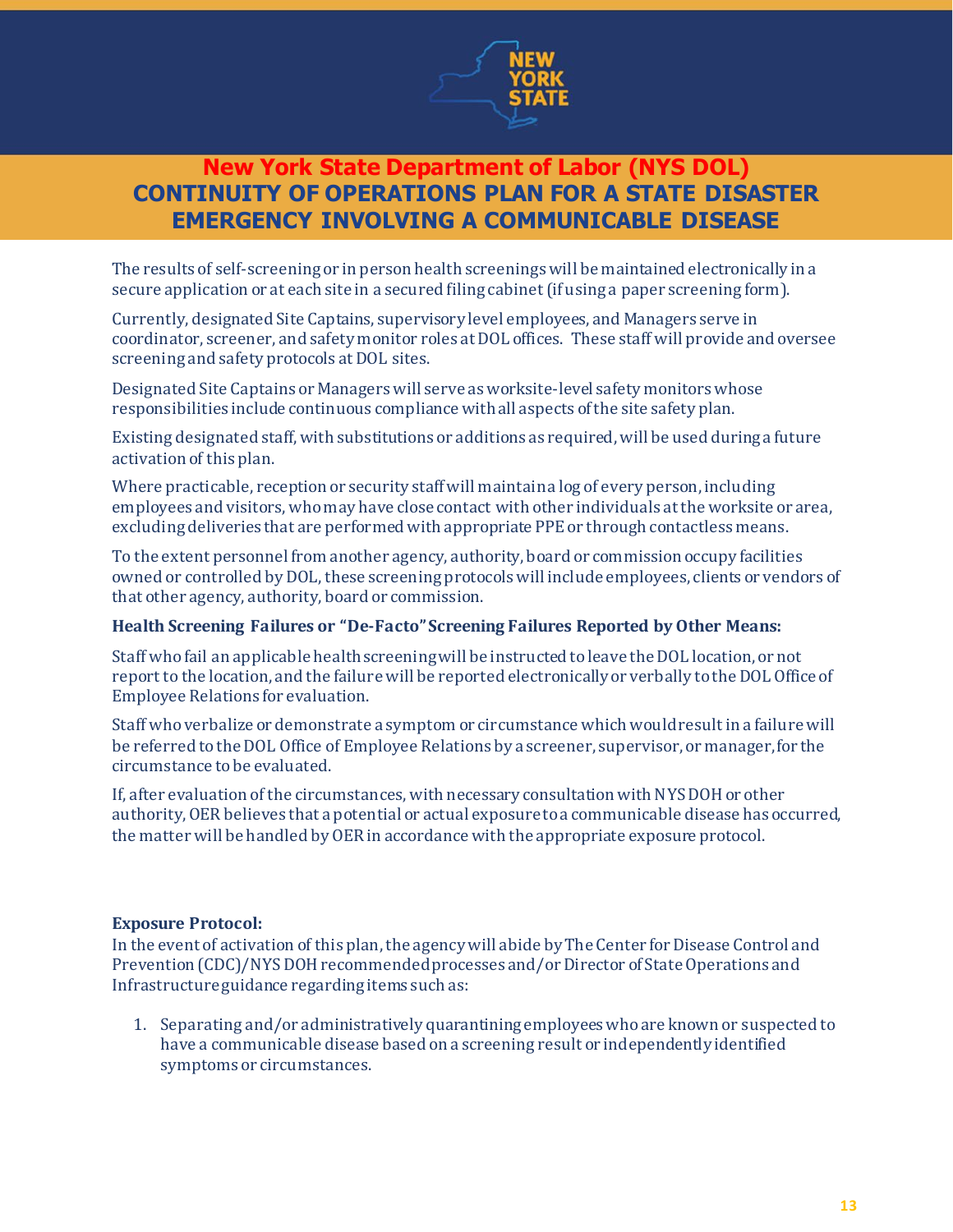The results of self-screening or in person health screenings will be maintained electronically in a secure application or at each site in a secured filing cabinet (if using a paper screening form).

Currently, designated Site Captains, supervisory level employees, and Managers serve in coordinator, screener, and safety monitor roles at DOL offices. These staff will provide and oversee screening and safety protocols at DOL sites.

Designated Site Captains or Managers will serve as worksite-level safety monitors whose responsibilities include continuous compliance with all aspects of the site safety plan.

Existing designated staff, with substitutions or additions as required, will be used during a future activation of this plan.

Where practicable, reception or security staff will maintain a log of every person, including employees and visitors, who may have close contact with other individuals at the worksite or area, excluding deliveries that are performed with appropriate PPE or through contactless means.

To the extent personnel from another agency, authority, board or commission occupy facilities owned or controlled by DOL, these screening protocols will include employees, clients or vendors of that other agency, authority, board or commission.

**Health Screening Failures or "De-Facto" Screening Failures Reported by Other Means:**

Staff who fail an applicable health screening will be instructed to leave the DOL location, or not report to the location, and the failure will be reported electronically or verbally to the DOL Office of Employee Relations for evaluation.

Staff who verbalize or demonstrate a symptom or circumstance which would result in a failure will be referred to the DOL Office of Employee Relations by a screener, supervisor, or manager, for the circumstance to be evaluated.

If, after evaluation of the circumstances, with necessary consultation with NYS DOH or other authority, OER believes that a potential or actual exposure to a communicable disease has occurred, the matter will be handled by OER in accordance with the appropriate exposure protocol.

**Exposure Protocol:**

In the event of activation of this plan, the agency will abide by The Center for Disease Control and Prevention (CDC)/NYS DOH recommended processes and/or Director of State Operations and Infrastructure guidance regarding items such as:

1. Separating and/or administratively quarantining employees who are known or suspected to have a communicable disease based on a screening result or independently identified symptoms or circumstances.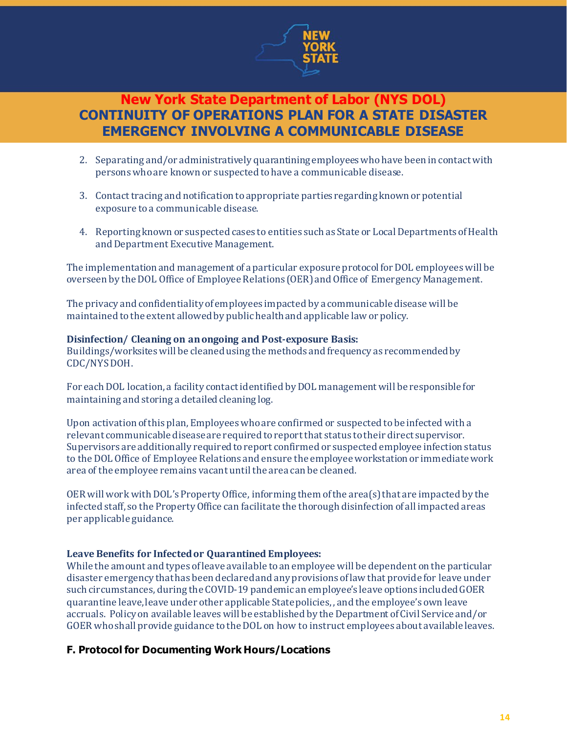2. Separating and/or administratively quarantining employees who have been in contact with persons who are known or suspected to have a communicable disease.

3. Contact tracing and notification to appropriate parties regarding known or potential exposure to a communicable disease.

4. Reporting known or suspected cases to entities such as State or Local Departments of Health and Department Executive Management.

The implementation and management of a particular exposure protocol for DOL employees will be overseen by the DOL Office of Employee Relations (OER) and Office of Emergency Management.

The privacy and confidentiality of employees impacted by a communicable disease will be maintained to the extent allowed by public health and applicable law or policy.

**Disinfection/ Cleaning on an ongoing and Post-exposure Basis:**
Buildings/worksites will be cleaned using the methods and frequency as recommended by CDC/NYS DOH.

For each DOL location, a facility contact identified by DOL management will be responsible for maintaining and storing a detailed cleaning log.

Upon activation of this plan, Employees who are confirmed or suspected to be infected with a relevant communicable disease are required to report that status to their direct supervisor. Supervisors are additionally required to report confirmed or suspected employee infection status to the DOL Office of Employee Relations and ensure the employee workstation or immediate work area of the employee remains vacant until the area can be cleaned.

OER will work with DOL's Property Office, informing them of the area(s) that are impacted by the infected staff, so the Property Office can facilitate the thorough disinfection of all impacted areas per applicable guidance.

**Leave Benefits for Infected or Quarantined Employees:**
While the amount and types of leave available to an employee will be dependent on the particular disaster emergency that has been declared and any provisions of law that provide for leave under such circumstances, during the COVID-19 pandemic an employee's leave options included GOER quarantine leave, leave under other applicable State policies, , and the employee's own leave accruals. Policy on available leaves will be established by the Department of Civil Service and/or GOER who shall provide guidance to the DOL on how to instruct employees about available leaves.

### F. Protocol for Documenting Work Hours/Locations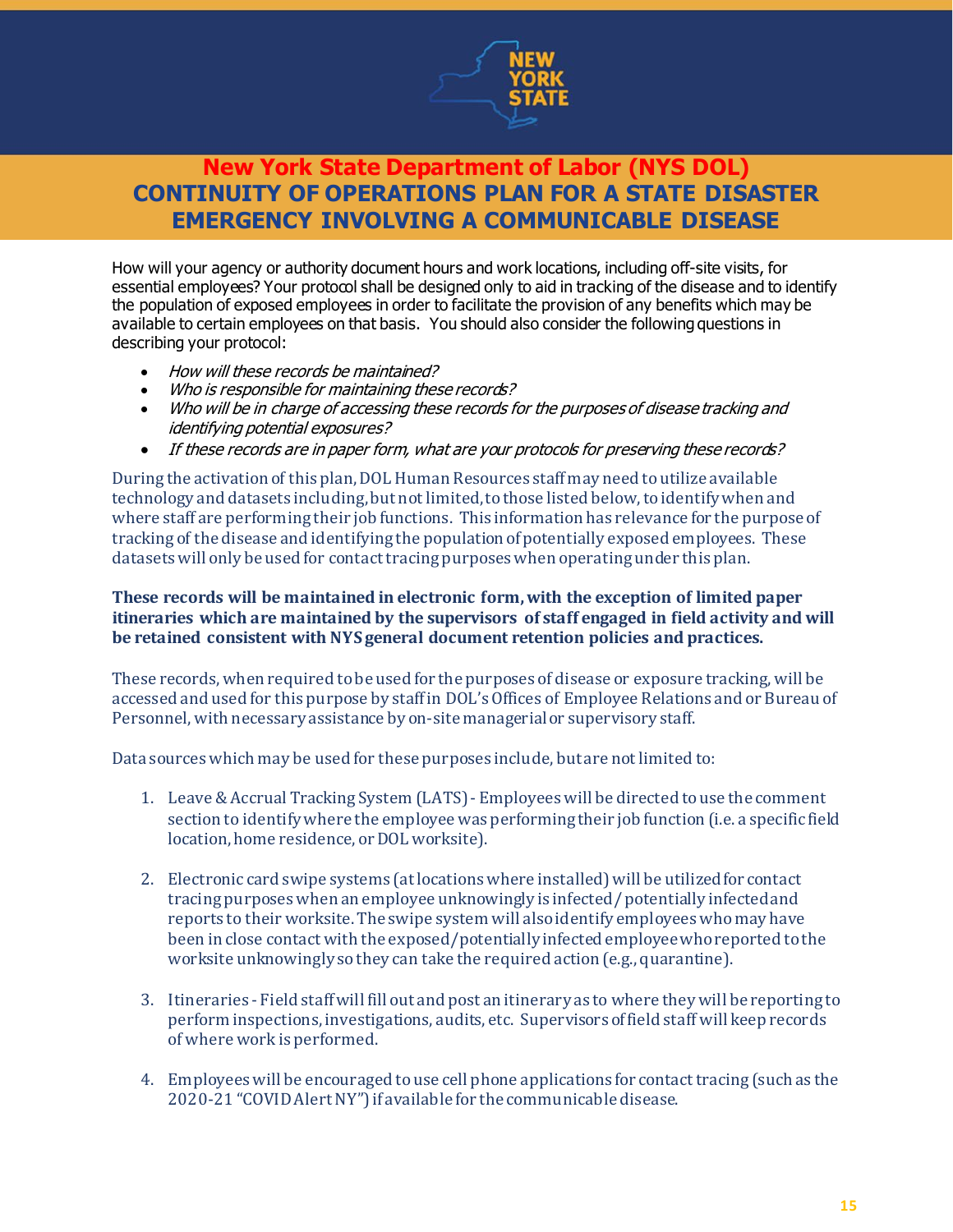How will your agency or authority document hours and work locations, including off-site visits, for essential employees? Your protocol shall be designed only to aid in tracking of the disease and to identify the population of exposed employees in order to facilitate the provision of any benefits which may be available to certain employees on that basis. You should also consider the following questions in describing your protocol:

- *How will these records be maintained?*
- *Who is responsible for maintaining these records?*
- *Who will be in charge of accessing these records for the purposes of disease tracking and identifying potential exposures?*
- *If these records are in paper form, what are your protocols for preserving these records?*

During the activation of this plan, DOL Human Resources staff may need to utilize available technology and datasets including, but not limited, to those listed below, to identify when and where staff are performing their job functions. This information has relevance for the purpose of tracking of the disease and identifying the population of potentially exposed employees. These datasets will only be used for contact tracing purposes when operating under this plan.

**These records will be maintained in electronic form, with the exception of limited paper itineraries which are maintained by the supervisors of staff engaged in field activity and will be retained consistent with NYS general document retention policies and practices.**

These records, when required to be used for the purposes of disease or exposure tracking, will be accessed and used for this purpose by staff in DOL's Offices of Employee Relations and or Bureau of Personnel, with necessary assistance by on-site managerial or supervisory staff.

Data sources which may be used for these purposes include, but are not limited to:

1. Leave & Accrual Tracking System (LATS) - Employees will be directed to use the comment section to identify where the employee was performing their job function (i.e. a specific field location, home residence, or DOL worksite).

2. Electronic card swipe systems (at locations where installed) will be utilized for contact tracing purposes when an employee unknowingly is infected / potentially infected and reports to their worksite. The swipe system will also identify employees who may have been in close contact with the exposed/potentially infected employee who reported to the worksite unknowingly so they can take the required action (e.g., quarantine).

3. Itineraries - Field staff will fill out and post an itinerary as to where they will be reporting to perform inspections, investigations, audits, etc. Supervisors of field staff will keep records of where work is performed.

4. Employees will be encouraged to use cell phone applications for contact tracing (such as the 2020-21 "COVID Alert NY") if available for the communicable disease.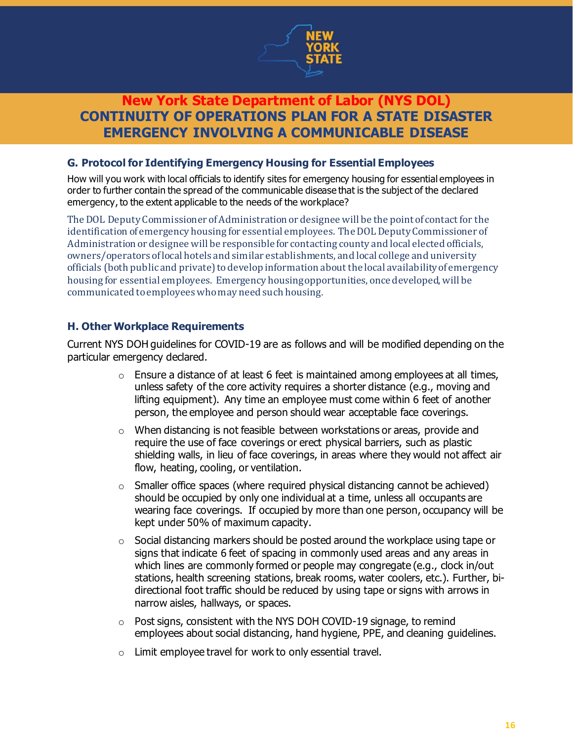### G. Protocol for Identifying Emergency Housing for Essential Employees

How will you work with local officials to identify sites for emergency housing for essential employees in order to further contain the spread of the communicable disease that is the subject of the declared emergency, to the extent applicable to the needs of the workplace?

The DOL Deputy Commissioner of Administration or designee will be the point of contact for the identification of emergency housing for essential employees. The DOL Deputy Commissioner of Administration or designee will be responsible for contacting county and local elected officials, owners/operators of local hotels and similar establishments, and local college and university officials (both public and private) to develop information about the local availability of emergency housing for essential employees. Emergency housing opportunities, once developed, will be communicated to employees who may need such housing.

### H. Other Workplace Requirements

Current NYS DOH guidelines for COVID-19 are as follows and will be modified depending on the particular emergency declared.

- Ensure a distance of at least 6 feet is maintained among employees at all times, unless safety of the core activity requires a shorter distance (e.g., moving and lifting equipment). Any time an employee must come within 6 feet of another person, the employee and person should wear acceptable face coverings.
- When distancing is not feasible between workstations or areas, provide and require the use of face coverings or erect physical barriers, such as plastic shielding walls, in lieu of face coverings, in areas where they would not affect air flow, heating, cooling, or ventilation.
- Smaller office spaces (where required physical distancing cannot be achieved) should be occupied by only one individual at a time, unless all occupants are wearing face coverings. If occupied by more than one person, occupancy will be kept under 50% of maximum capacity.
- Social distancing markers should be posted around the workplace using tape or signs that indicate 6 feet of spacing in commonly used areas and any areas in which lines are commonly formed or people may congregate (e.g., clock in/out stations, health screening stations, break rooms, water coolers, etc.). Further, bi-directional foot traffic should be reduced by using tape or signs with arrows in narrow aisles, hallways, or spaces.
- Post signs, consistent with the NYS DOH COVID-19 signage, to remind employees about social distancing, hand hygiene, PPE, and cleaning guidelines.
- Limit employee travel for work to only essential travel.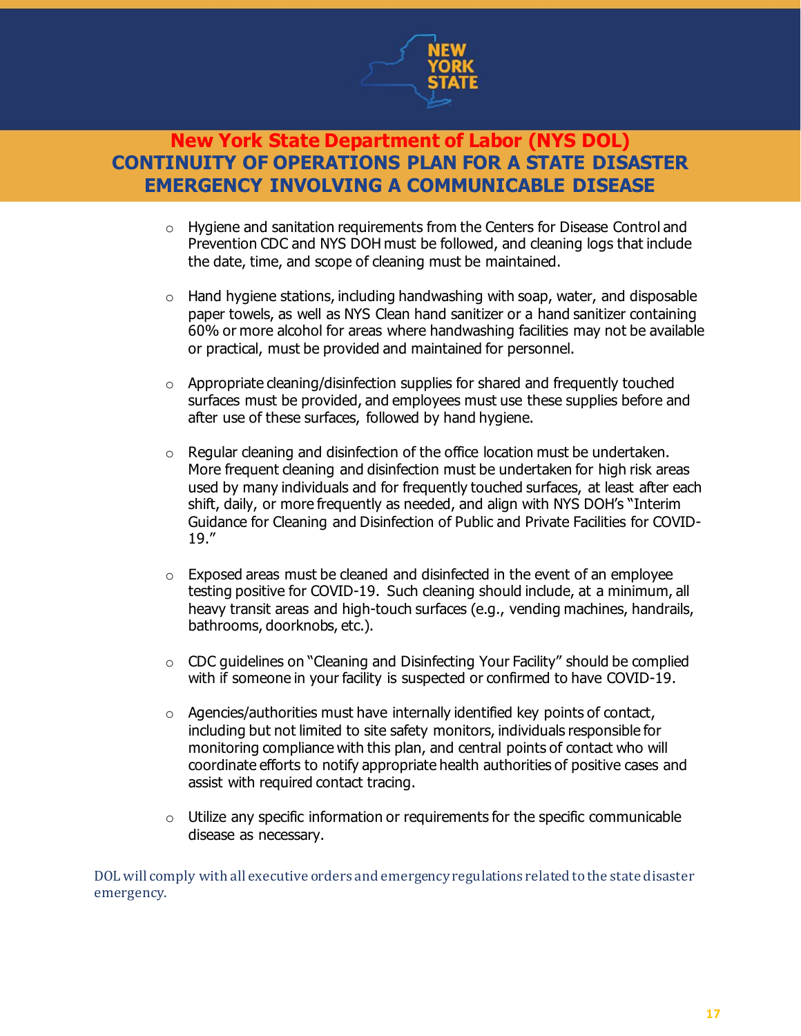- Hygiene and sanitation requirements from the Centers for Disease Control and Prevention CDC and NYS DOH must be followed, and cleaning logs that include the date, time, and scope of cleaning must be maintained.

- Hand hygiene stations, including handwashing with soap, water, and disposable paper towels, as well as NYS Clean hand sanitizer or a hand sanitizer containing 60% or more alcohol for areas where handwashing facilities may not be available or practical, must be provided and maintained for personnel.

- Appropriate cleaning/disinfection supplies for shared and frequently touched surfaces must be provided, and employees must use these supplies before and after use of these surfaces, followed by hand hygiene.

- Regular cleaning and disinfection of the office location must be undertaken. More frequent cleaning and disinfection must be undertaken for high risk areas used by many individuals and for frequently touched surfaces, at least after each shift, daily, or more frequently as needed, and align with NYS DOH's "Interim Guidance for Cleaning and Disinfection of Public and Private Facilities for COVID-19."

- Exposed areas must be cleaned and disinfected in the event of an employee testing positive for COVID-19. Such cleaning should include, at a minimum, all heavy transit areas and high-touch surfaces (e.g., vending machines, handrails, bathrooms, doorknobs, etc.).

- CDC guidelines on "Cleaning and Disinfecting Your Facility" should be complied with if someone in your facility is suspected or confirmed to have COVID-19.

- Agencies/authorities must have internally identified key points of contact, including but not limited to site safety monitors, individuals responsible for monitoring compliance with this plan, and central points of contact who will coordinate efforts to notify appropriate health authorities of positive cases and assist with required contact tracing.

- Utilize any specific information or requirements for the specific communicable disease as necessary.

DOL will comply with all executive orders and emergency regulations related to the state disaster emergency.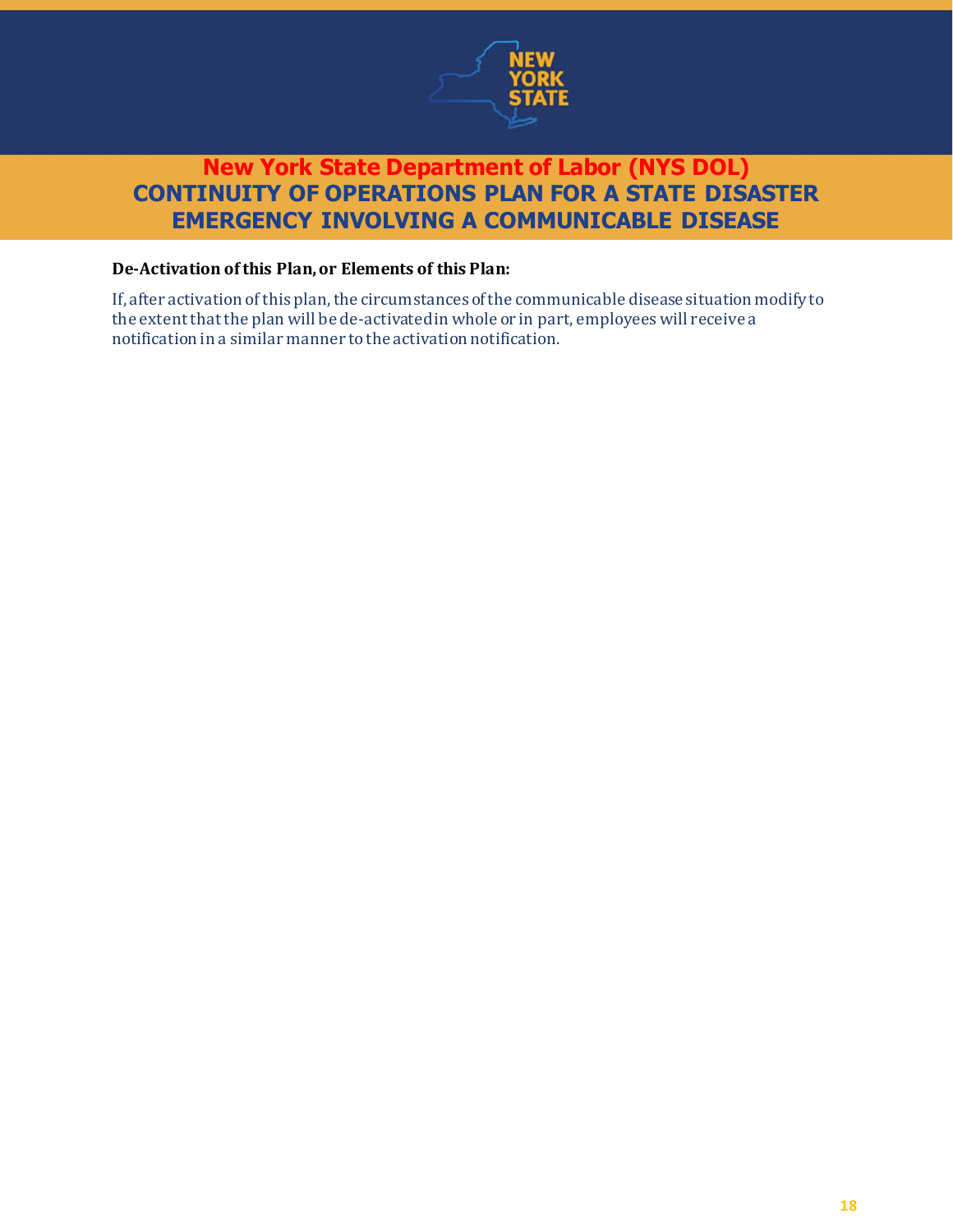**De-Activation of this Plan, or Elements of this Plan:**

If, after activation of this plan, the circumstances of the communicable disease situation modify to the extent that the plan will be de-activated in whole or in part, employees will receive a notification in a similar manner to the activation notification.